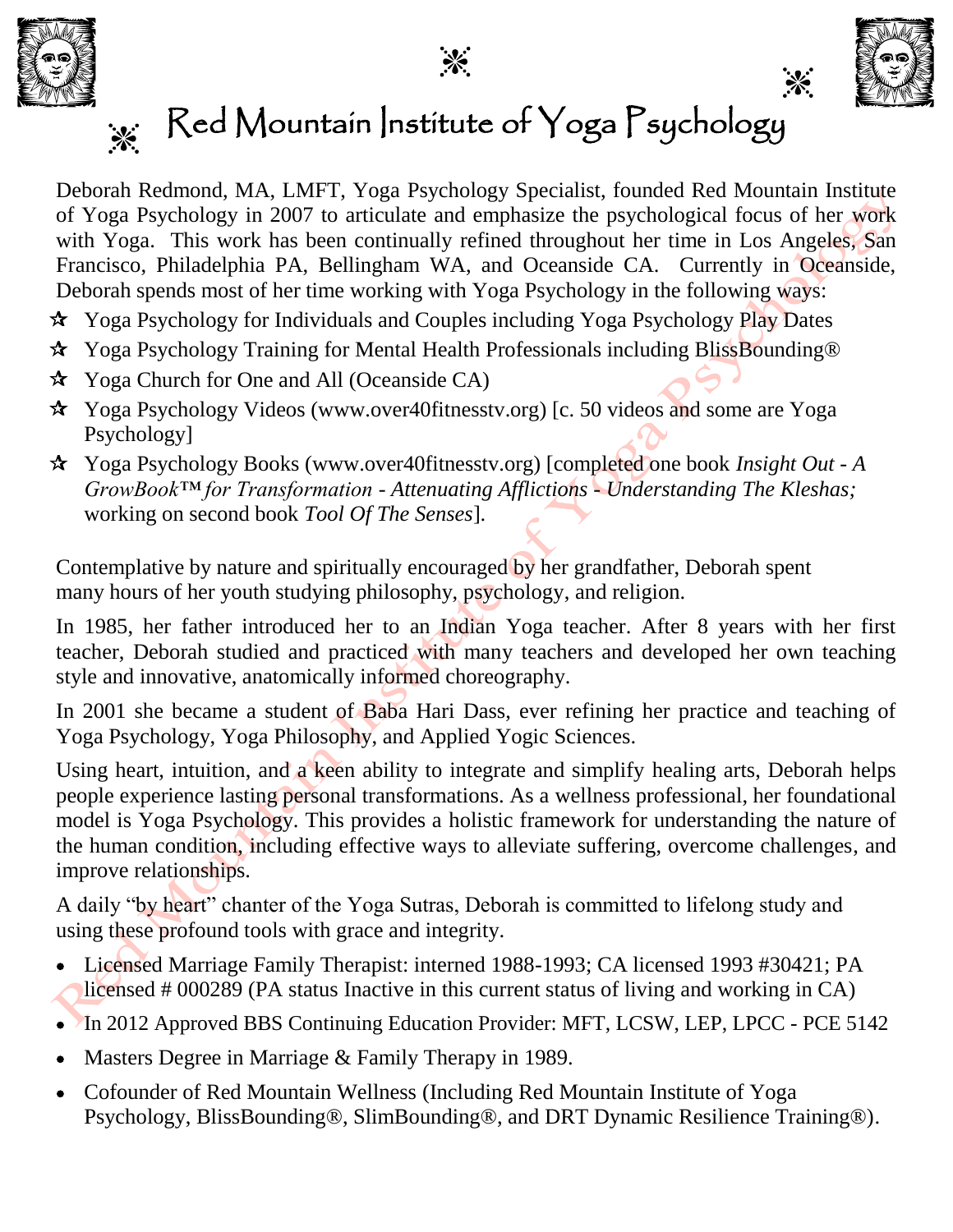# Red Mountain Institute of Yoga Psychology

Deborah Redmond, MA, LMFT, Yoga Psychology Specialist, founded Red Mountain Institute of Yoga Psychology in 2007 to articulate and emphasize the psychological focus of her work with Yoga. This work has been continually refined throughout her time in Los Angeles, San Francisco, Philadelphia PA, Bellingham WA, and Oceanside CA. Currently in Oceanside, Deborah spends most of her time working with Yoga Psychology in the following ways:

- Yoga Psychology for Individuals and Couples including Yoga Psychology Play Dates
- Yoga Psychology Training for Mental Health Professionals including BlissBounding®
- Yoga Church for One and All (Oceanside CA)
- Yoga Psychology Videos (www.over40fitnesstv.org) [c. 50 videos and some are Yoga Psychology]
- Yoga Psychology Books (www.over40fitnesstv.org) [completed one book *Insight Out - A GrowBook™ for Transformation - Attenuating Afflictions - Understanding The Kleshas;* working on second book *Tool Of The Senses*].

Contemplative by nature and spiritually encouraged by her grandfather, Deborah spent many hours of her youth studying philosophy, psychology, and religion.

In 1985, her father introduced her to an Indian Yoga teacher. After 8 years with her first teacher, Deborah studied and practiced with many teachers and developed her own teaching style and innovative, anatomically informed choreography.

In 2001 she became a student of Baba Hari Dass, ever refining her practice and teaching of Yoga Psychology, Yoga Philosophy, and Applied Yogic Sciences.

Using heart, intuition, and a keen ability to integrate and simplify healing arts, Deborah helps people experience lasting personal transformations. As a wellness professional, her foundational model is Yoga Psychology. This provides a holistic framework for understanding the nature of the human condition, including effective ways to alleviate suffering, overcome challenges, and improve relationships.

A daily "by heart" chanter of the Yoga Sutras, Deborah is committed to lifelong study and using these profound tools with grace and integrity.

- Licensed Marriage Family Therapist: interned 1988-1993; CA licensed 1993 #30421; PA licensed # 000289 (PA status Inactive in this current status of living and working in CA)
- In 2012 Approved BBS Continuing Education Provider: MFT, LCSW, LEP, LPCC - PCE 5142
- Masters Degree in Marriage & Family Therapy in 1989.
- Cofounder of Red Mountain Wellness (Including Red Mountain Institute of Yoga Psychology, BlissBounding®, SlimBounding®, and DRT Dynamic Resilience Training®).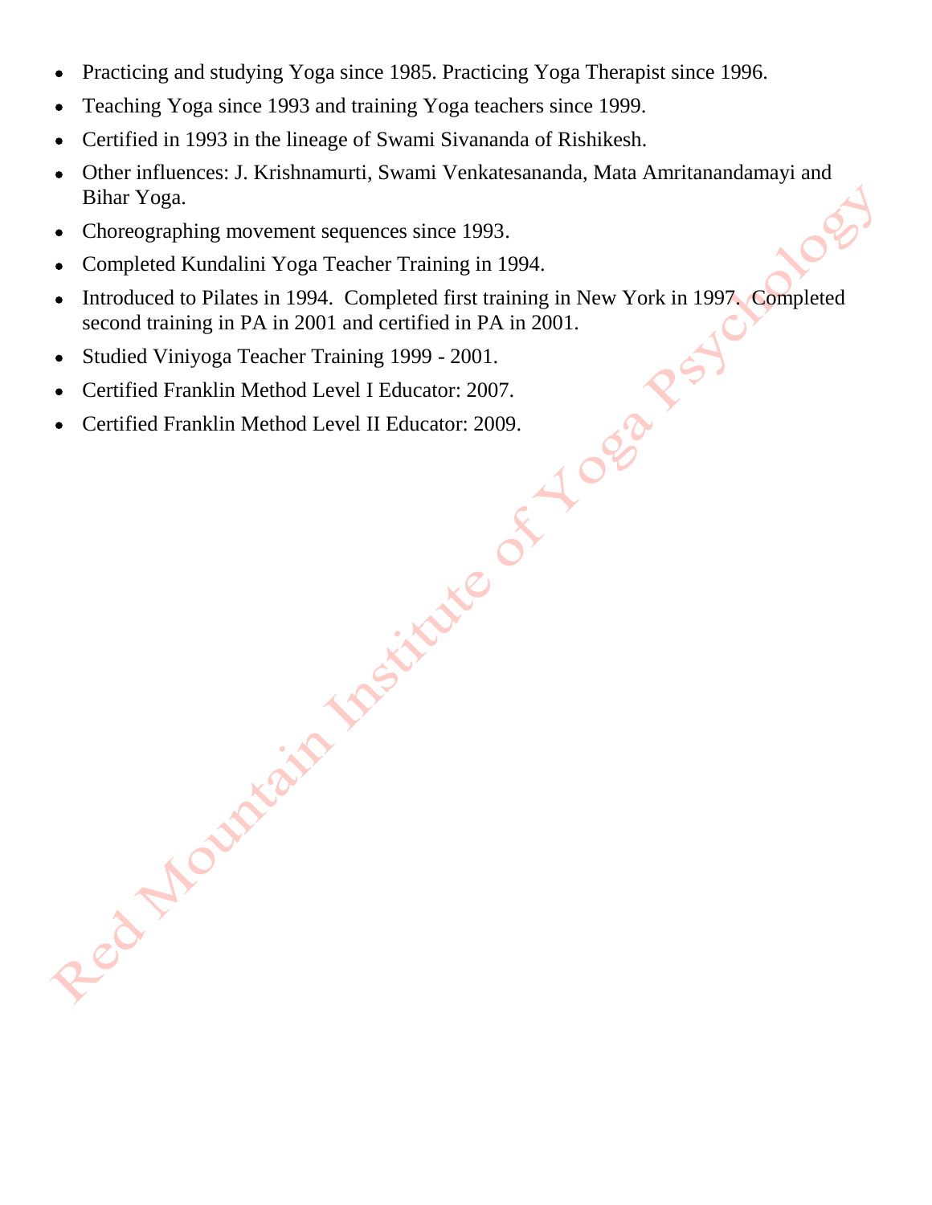- Practicing and studying Yoga since 1985. Practicing Yoga Therapist since 1996.
- Teaching Yoga since 1993 and training Yoga teachers since 1999.
- Certified in 1993 in the lineage of Swami Sivananda of Rishikesh.
- Other influences: J. Krishnamurti, Swami Venkatesananda, Mata Amritanandamayi and Bihar Yoga.
- Choreographing movement sequences since 1993.
- Completed Kundalini Yoga Teacher Training in 1994.
- Introduced to Pilates in 1994. Completed first training in New York in 1997. Completed second training in PA in 2001 and certified in PA in 2001.
- Studied Viniyoga Teacher Training 1999 - 2001.
- Certified Franklin Method Level I Educator: 2007.
- Certified Franklin Method Level II Educator: 2009.